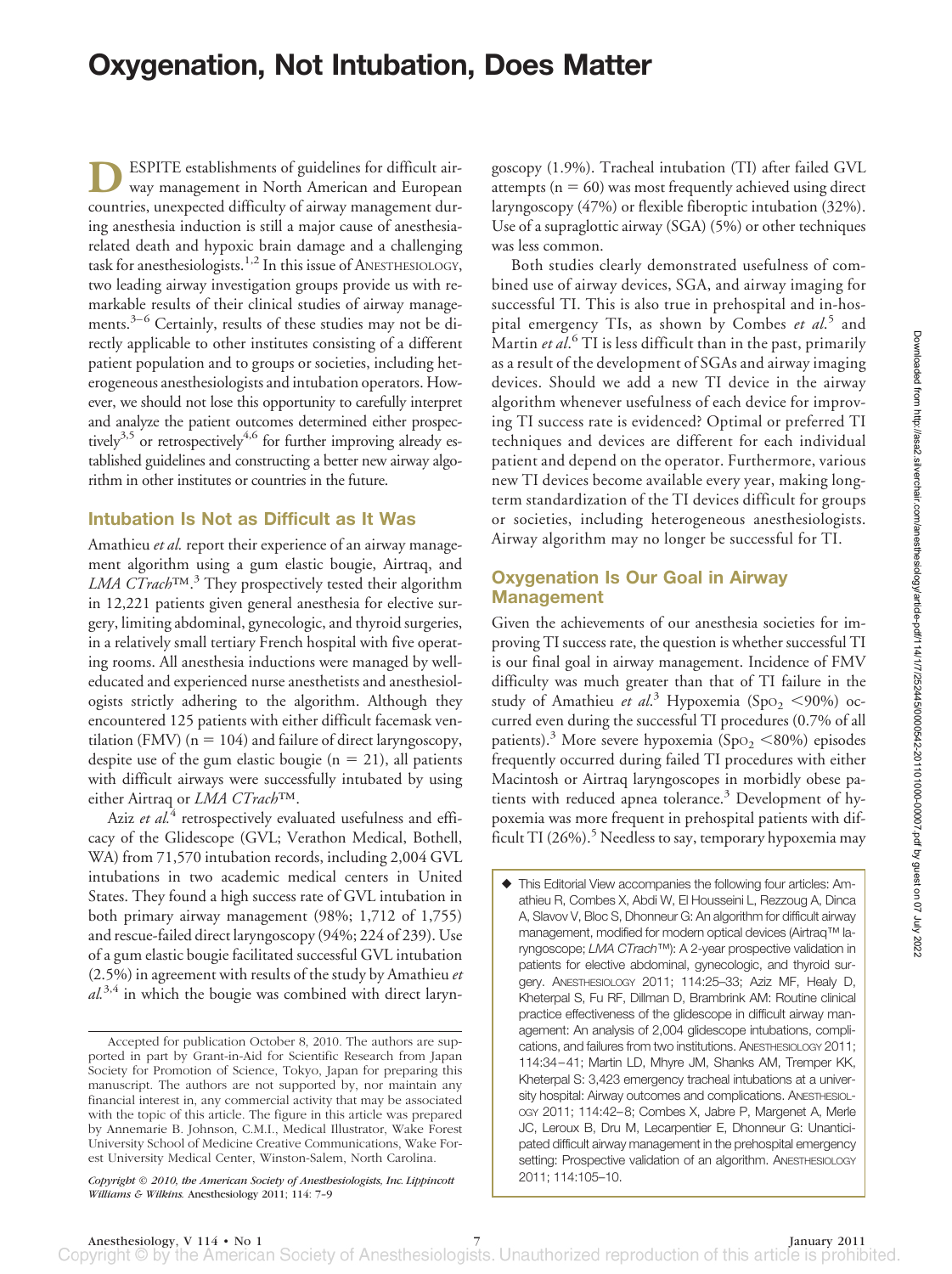# Oxygenation, Not Intubation, Does Matter

DESPITE establishments of guidelines for difficult airway management in North American and European countries, unexpected difficulty of airway management during anesthesia induction is still a major cause of anesthesia-related death and hypoxic brain damage and a challenging task for anesthesiologists.[1,2] In this issue of ANESTHESIOLOGY, two leading airway investigation groups provide us with remarkable results of their clinical studies of airway managements.[3–6] Certainly, results of these studies may not be directly applicable to other institutes consisting of a different patient population and to groups or societies, including heterogeneous anesthesiologists and intubation operators. However, we should not lose this opportunity to carefully interpret and analyze the patient outcomes determined either prospectively[3,5] or retrospectively[4,6] for further improving already established guidelines and constructing a better new airway algorithm in other institutes or countries in the future.

## Intubation Is Not as Difficult as It Was

Amathieu *et al.* report their experience of an airway management algorithm using a gum elastic bougie, Airtraq, and *LMA CTrach*™.[3] They prospectively tested their algorithm in 12,221 patients given general anesthesia for elective surgery, limiting abdominal, gynecologic, and thyroid surgeries, in a relatively small tertiary French hospital with five operating rooms. All anesthesia inductions were managed by well-educated and experienced nurse anesthetists and anesthesiologists strictly adhering to the algorithm. Although they encountered 125 patients with either difficult facemask ventilation (FMV) (n = 104) and failure of direct laryngoscopy, despite use of the gum elastic bougie (n = 21), all patients with difficult airways were successfully intubated by using either Airtraq or *LMA CTrach*™.

Aziz *et al.*[4] retrospectively evaluated usefulness and efficacy of the Glidescope (GVL; Verathon Medical, Bothell, WA) from 71,570 intubation records, including 2,004 GVL intubations in two academic medical centers in United States. They found a high success rate of GVL intubation in both primary airway management (98%; 1,712 of 1,755) and rescue-failed direct laryngoscopy (94%; 224 of 239). Use of a gum elastic bougie facilitated successful GVL intubation (2.5%) in agreement with results of the study by Amathieu *et al.*[3,4] in which the bougie was combined with direct laryngoscopy (1.9%). Tracheal intubation (TI) after failed GVL attempts (n = 60) was most frequently achieved using direct laryngoscopy (47%) or flexible fiberoptic intubation (32%). Use of a supraglottic airway (SGA) (5%) or other techniques was less common.

Both studies clearly demonstrated usefulness of combined use of airway devices, SGA, and airway imaging for successful TI. This is also true in prehospital and in-hospital emergency TIs, as shown by Combes *et al.*[5] and Martin *et al.*[6] TI is less difficult than in the past, primarily as a result of the development of SGAs and airway imaging devices. Should we add a new TI device in the airway algorithm whenever usefulness of each device for improving TI success rate is evidenced? Optimal or preferred TI techniques and devices are different for each individual patient and depend on the operator. Furthermore, various new TI devices become available every year, making long-term standardization of the TI devices difficult for groups or societies, including heterogeneous anesthesiologists. Airway algorithm may no longer be successful for TI.

## Oxygenation Is Our Goal in Airway Management

Given the achievements of our anesthesia societies for improving TI success rate, the question is whether successful TI is our final goal in airway management. Incidence of FMV difficulty was much greater than that of TI failure in the study of Amathieu *et al.*[3] Hypoxemia ($Sp_{O_2}$ <90%) occurred even during the successful TI procedures (0.7% of all patients).[3] More severe hypoxemia ($Sp_{O_2}$ <80%) episodes frequently occurred during failed TI procedures with either Macintosh or Airtraq laryngoscopes in morbidly obese patients with reduced apnea tolerance.[3] Development of hypoxemia was more frequent in prehospital patients with difficult TI (26%).[5] Needless to say, temporary hypoxemia may

◆ This Editorial View accompanies the following four articles: Amathieu R, Combes X, Abdi W, El Housseini L, Rezzoug A, Dinca A, Slavov V, Bloc S, Dhonneur G: An algorithm for difficult airway management, modified for modern optical devices (Airtraq™ laryngoscope; *LMA CTrach*™): A 2-year prospective validation in patients for elective abdominal, gynecologic, and thyroid surgery. ANESTHESIOLOGY 2011; 114:25–33; Aziz MF, Healy D, Kheterpal S, Fu RF, Dillman D, Brambrink AM: Routine clinical practice effectiveness of the glidescope in difficult airway management: An analysis of 2,004 glidescope intubations, complications, and failures from two institutions. ANESTHESIOLOGY 2011; 114:34–41; Martin LD, Mhyre JM, Shanks AM, Tremper KK, Kheterpal S: 3,423 emergency tracheal intubations at a university hospital: Airway outcomes and complications. ANESTHESIOLOGY 2011; 114:42–8; Combes X, Jabre P, Margenet A, Merle JC, Leroux B, Dru M, Lecarpentier E, Dhonneur G: Unanticipated difficult airway management in the prehospital emergency setting: Prospective validation of an algorithm. ANESTHESIOLOGY 2011; 114:105–10.

Accepted for publication October 8, 2010. The authors are supported in part by Grant-in-Aid for Scientific Research from Japan Society for Promotion of Science, Tokyo, Japan for preparing this manuscript. The authors are not supported by, nor maintain any financial interest in, any commercial activity that may be associated with the topic of this article. The figure in this article was prepared by Annemarie B. Johnson, C.M.I., Medical Illustrator, Wake Forest University School of Medicine Creative Communications, Wake Forest University Medical Center, Winston-Salem, North Carolina.

*Copyright © 2010, the American Society of Anesthesiologists, Inc. Lippincott Williams & Wilkins.* Anesthesiology 2011; 114: 7–9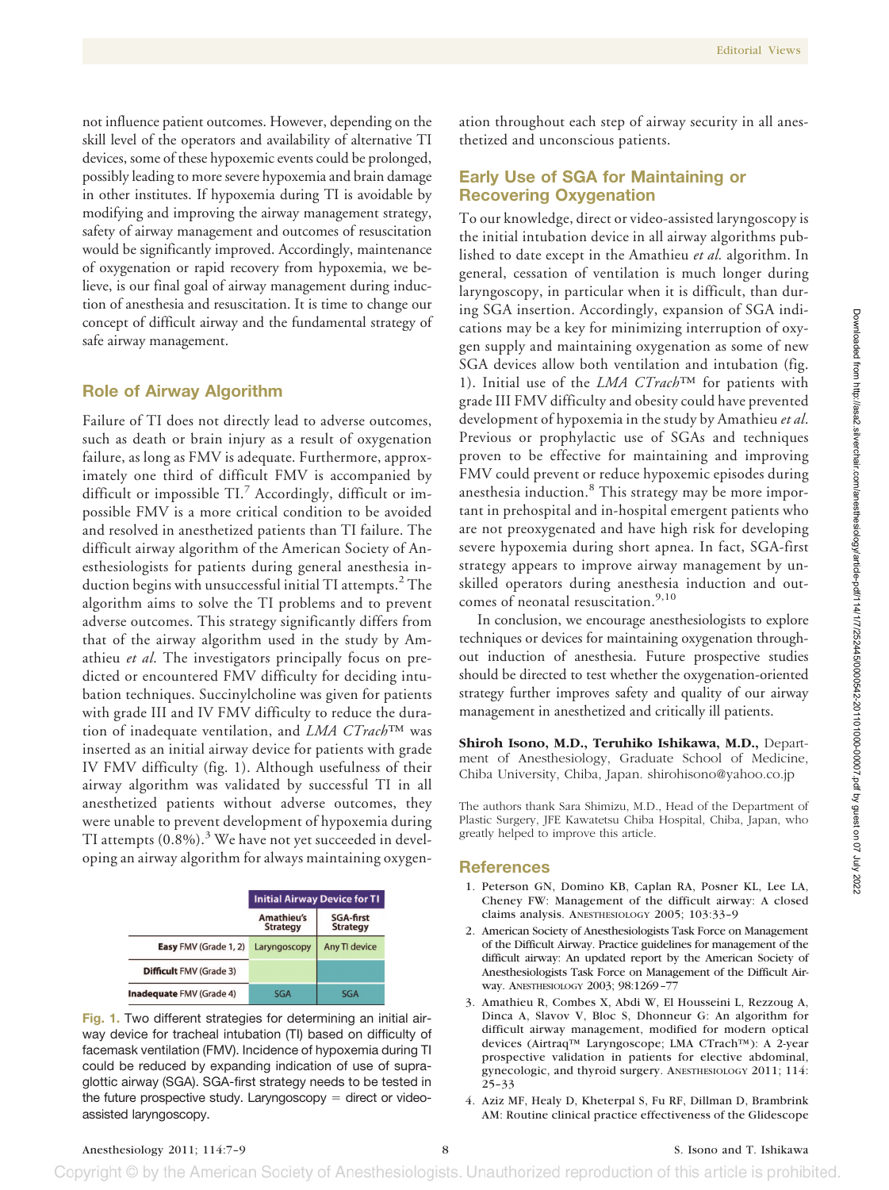not influence patient outcomes. However, depending on the skill level of the operators and availability of alternative TI devices, some of these hypoxemic events could be prolonged, possibly leading to more severe hypoxemia and brain damage in other institutes. If hypoxemia during TI is avoidable by modifying and improving the airway management strategy, safety of airway management and outcomes of resuscitation would be significantly improved. Accordingly, maintenance of oxygenation or rapid recovery from hypoxemia, we believe, is our final goal of airway management during induction of anesthesia and resuscitation. It is time to change our concept of difficult airway and the fundamental strategy of safe airway management.

## Role of Airway Algorithm

Failure of TI does not directly lead to adverse outcomes, such as death or brain injury as a result of oxygenation failure, as long as FMV is adequate. Furthermore, approximately one third of difficult FMV is accompanied by difficult or impossible TI.[7] Accordingly, difficult or impossible FMV is a more critical condition to be avoided and resolved in anesthetized patients than TI failure. The difficult airway algorithm of the American Society of Anesthesiologists for patients during general anesthesia induction begins with unsuccessful initial TI attempts.[2] The algorithm aims to solve the TI problems and to prevent adverse outcomes. This strategy significantly differs from that of the airway algorithm used in the study by Amathieu *et al*. The investigators principally focus on predicted or encountered FMV difficulty for deciding intubation techniques. Succinylcholine was given for patients with grade III and IV FMV difficulty to reduce the duration of inadequate ventilation, and *LMA CTrach*™ was inserted as an initial airway device for patients with grade IV FMV difficulty (fig. 1). Although usefulness of their airway algorithm was validated by successful TI in all anesthetized patients without adverse outcomes, they were unable to prevent development of hypoxemia during TI attempts (0.8%).[3] We have not yet succeeded in developing an airway algorithm for always maintaining oxygenation throughout each step of airway security in all anesthetized and unconscious patients.

| | Initial Airway Device for TI | |
|---|---|---|
| | Amathieu's Strategy | SGA-first Strategy |
| **Easy** FMV (Grade 1, 2) | Laryngoscopy | Any TI device |
| **Difficult** FMV (Grade 3) | | |
| **Inadequate** FMV (Grade 4) | SGA | SGA |

**Fig. 1.** Two different strategies for determining an initial airway device for tracheal intubation (TI) based on difficulty of facemask ventilation (FMV). Incidence of hypoxemia during TI could be reduced by expanding indication of use of supraglottic airway (SGA). SGA-first strategy needs to be tested in the future prospective study. Laryngoscopy = direct or video-assisted laryngoscopy.

## Early Use of SGA for Maintaining or Recovering Oxygenation

To our knowledge, direct or video-assisted laryngoscopy is the initial intubation device in all airway algorithms published to date except in the Amathieu *et al.* algorithm. In general, cessation of ventilation is much longer during laryngoscopy, in particular when it is difficult, than during SGA insertion. Accordingly, expansion of SGA indications may be a key for minimizing interruption of oxygen supply and maintaining oxygenation as some of new SGA devices allow both ventilation and intubation (fig. 1). Initial use of the *LMA CTrach*™ for patients with grade III FMV difficulty and obesity could have prevented development of hypoxemia in the study by Amathieu *et al*. Previous or prophylactic use of SGAs and techniques proven to be effective for maintaining and improving FMV could prevent or reduce hypoxemic episodes during anesthesia induction.[8] This strategy may be more important in prehospital and in-hospital emergent patients who are not preoxygenated and have high risk for developing severe hypoxemia during short apnea. In fact, SGA-first strategy appears to improve airway management by unskilled operators during anesthesia induction and outcomes of neonatal resuscitation.[9,10]

In conclusion, we encourage anesthesiologists to explore techniques or devices for maintaining oxygenation throughout induction of anesthesia. Future prospective studies should be directed to test whether the oxygenation-oriented strategy further improves safety and quality of our airway management in anesthetized and critically ill patients.

**Shiroh Isono, M.D., Teruhiko Ishikawa, M.D.,** Department of Anesthesiology, Graduate School of Medicine, Chiba University, Chiba, Japan. shirohisono@yahoo.co.jp

The authors thank Sara Shimizu, M.D., Head of the Department of Plastic Surgery, JFE Kawatetsu Chiba Hospital, Chiba, Japan, who greatly helped to improve this article.

## References

1. Peterson GN, Domino KB, Caplan RA, Posner KL, Lee LA, Cheney FW: Management of the difficult airway: A closed claims analysis. Anesthesiology 2005; 103:33–9
2. American Society of Anesthesiologists Task Force on Management of the Difficult Airway. Practice guidelines for management of the difficult airway: An updated report by the American Society of Anesthesiologists Task Force on Management of the Difficult Airway. Anesthesiology 2003; 98:1269–77
3. Amathieu R, Combes X, Abdi W, El Housseini L, Rezzoug A, Dinca A, Slavov V, Bloc S, Dhonneur G: An algorithm for difficult airway management, modified for modern optical devices (Airtraq™ Laryngoscope; LMA CTrach™): A 2-year prospective validation in patients for elective abdominal, gynecologic, and thyroid surgery. Anesthesiology 2011; 114:25–33
4. Aziz MF, Healy D, Kheterpal S, Fu RF, Dillman D, Brambrink AM: Routine clinical practice effectiveness of the Glidescope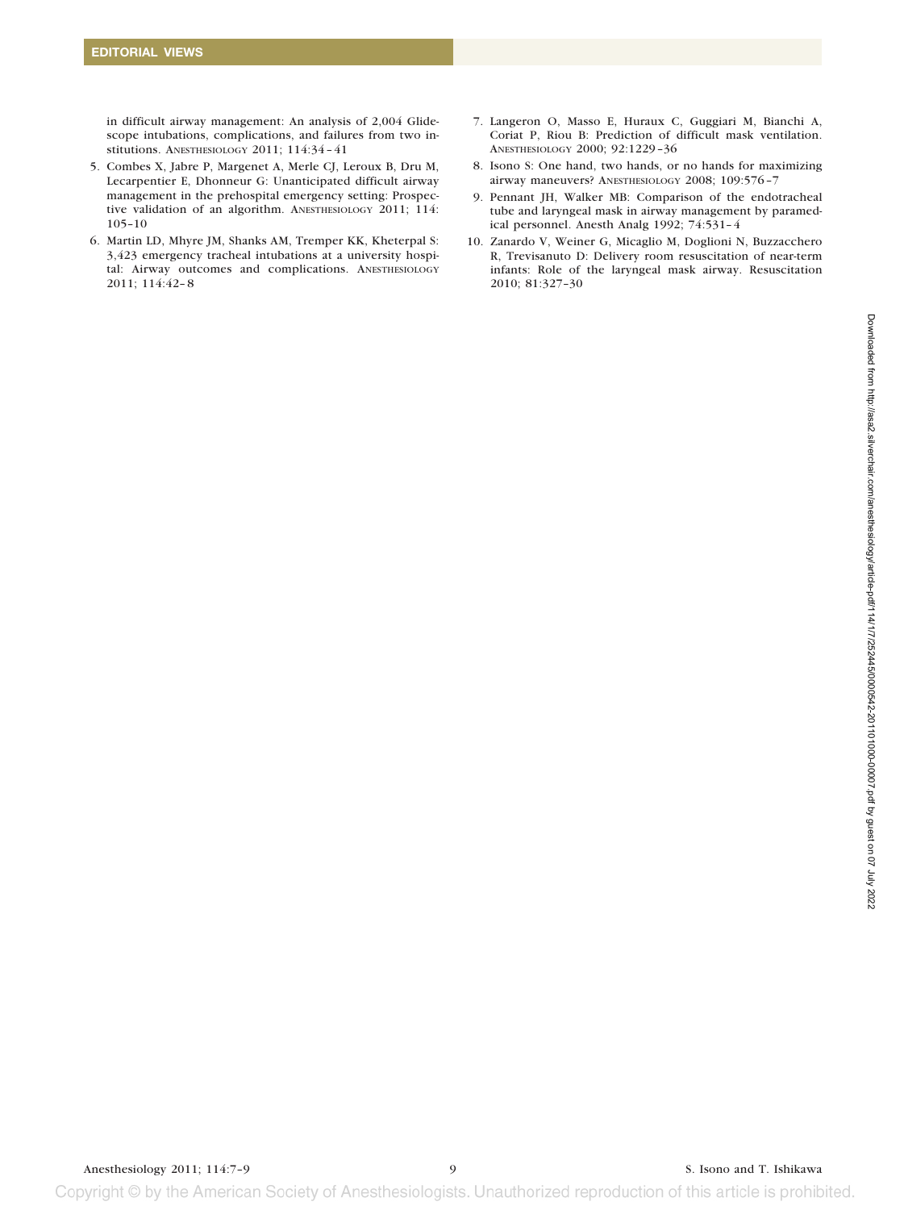in difficult airway management: An analysis of 2,004 Glidescope intubations, complications, and failures from two institutions. ANESTHESIOLOGY 2011; 114:34–41

5. Combes X, Jabre P, Margenet A, Merle CJ, Leroux B, Dru M, Lecarpentier E, Dhonneur G: Unanticipated difficult airway management in the prehospital emergency setting: Prospective validation of an algorithm. ANESTHESIOLOGY 2011; 114:105–10
6. Martin LD, Mhyre JM, Shanks AM, Tremper KK, Kheterpal S: 3,423 emergency tracheal intubations at a university hospital: Airway outcomes and complications. ANESTHESIOLOGY 2011; 114:42–8
7. Langeron O, Masso E, Huraux C, Guggiari M, Bianchi A, Coriat P, Riou B: Prediction of difficult mask ventilation. ANESTHESIOLOGY 2000; 92:1229–36
8. Isono S: One hand, two hands, or no hands for maximizing airway maneuvers? ANESTHESIOLOGY 2008; 109:576–7
9. Pennant JH, Walker MB: Comparison of the endotracheal tube and laryngeal mask in airway management by paramedical personnel. Anesth Analg 1992; 74:531–4
10. Zanardo V, Weiner G, Micaglio M, Doglioni N, Buzzacchero R, Trevisanuto D: Delivery room resuscitation of near-term infants: Role of the laryngeal mask airway. Resuscitation 2010; 81:327–30